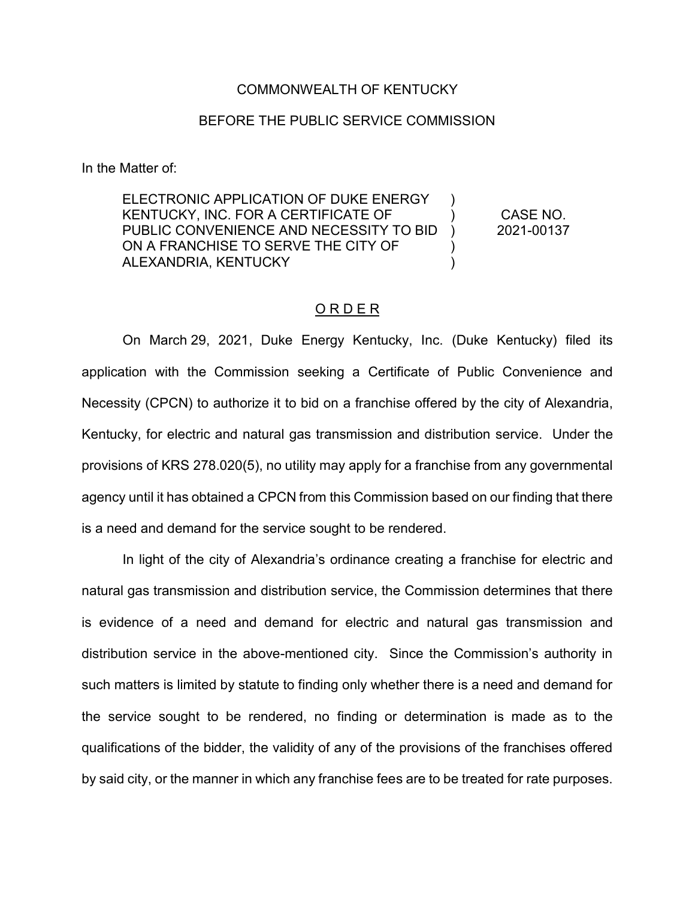COMMONWEALTH OF KENTUCKY

BEFORE THE PUBLIC SERVICE COMMISSION

In the Matter of:

| | | |
|---|---|---|
| ELECTRONIC APPLICATION OF DUKE ENERGY KENTUCKY, INC. FOR A CERTIFICATE OF PUBLIC CONVENIENCE AND NECESSITY TO BID ON A FRANCHISE TO SERVE THE CITY OF ALEXANDRIA, KENTUCKY | ) ) ) ) ) | CASE NO. 2021-00137 |

## ORDER

On March 29, 2021, Duke Energy Kentucky, Inc. (Duke Kentucky) filed its application with the Commission seeking a Certificate of Public Convenience and Necessity (CPCN) to authorize it to bid on a franchise offered by the city of Alexandria, Kentucky, for electric and natural gas transmission and distribution service. Under the provisions of KRS 278.020(5), no utility may apply for a franchise from any governmental agency until it has obtained a CPCN from this Commission based on our finding that there is a need and demand for the service sought to be rendered.

In light of the city of Alexandria's ordinance creating a franchise for electric and natural gas transmission and distribution service, the Commission determines that there is evidence of a need and demand for electric and natural gas transmission and distribution service in the above-mentioned city. Since the Commission's authority in such matters is limited by statute to finding only whether there is a need and demand for the service sought to be rendered, no finding or determination is made as to the qualifications of the bidder, the validity of any of the provisions of the franchises offered by said city, or the manner in which any franchise fees are to be treated for rate purposes.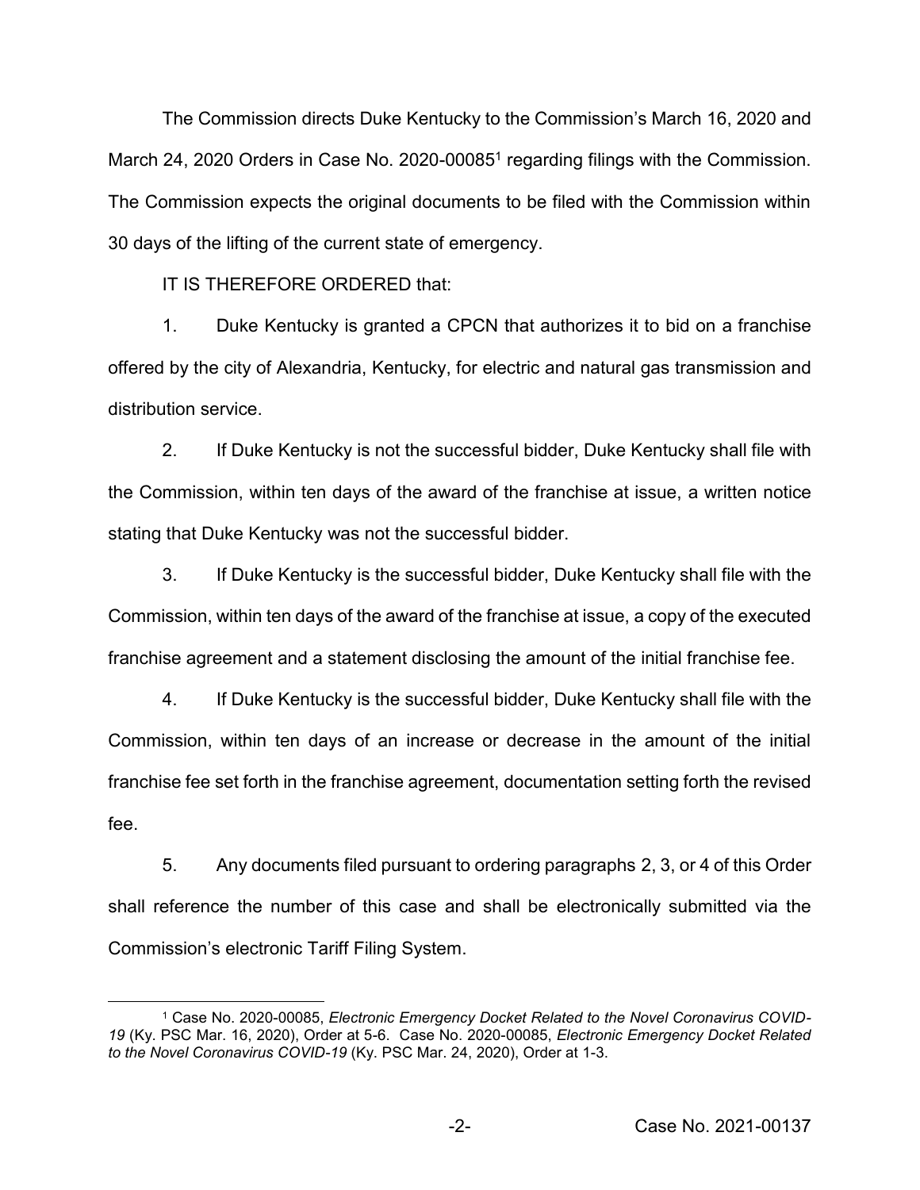The Commission directs Duke Kentucky to the Commission's March 16, 2020 and March 24, 2020 Orders in Case No. 2020-00085[1] regarding filings with the Commission. The Commission expects the original documents to be filed with the Commission within 30 days of the lifting of the current state of emergency.

IT IS THEREFORE ORDERED that:

1. Duke Kentucky is granted a CPCN that authorizes it to bid on a franchise offered by the city of Alexandria, Kentucky, for electric and natural gas transmission and distribution service.

2. If Duke Kentucky is not the successful bidder, Duke Kentucky shall file with the Commission, within ten days of the award of the franchise at issue, a written notice stating that Duke Kentucky was not the successful bidder.

3. If Duke Kentucky is the successful bidder, Duke Kentucky shall file with the Commission, within ten days of the award of the franchise at issue, a copy of the executed franchise agreement and a statement disclosing the amount of the initial franchise fee.

4. If Duke Kentucky is the successful bidder, Duke Kentucky shall file with the Commission, within ten days of an increase or decrease in the amount of the initial franchise fee set forth in the franchise agreement, documentation setting forth the revised fee.

5. Any documents filed pursuant to ordering paragraphs 2, 3, or 4 of this Order shall reference the number of this case and shall be electronically submitted via the Commission's electronic Tariff Filing System.

---

[1] Case No. 2020-00085, *Electronic Emergency Docket Related to the Novel Coronavirus COVID-19* (Ky. PSC Mar. 16, 2020), Order at 5-6. Case No. 2020-00085, *Electronic Emergency Docket Related to the Novel Coronavirus COVID-19* (Ky. PSC Mar. 24, 2020), Order at 1-3.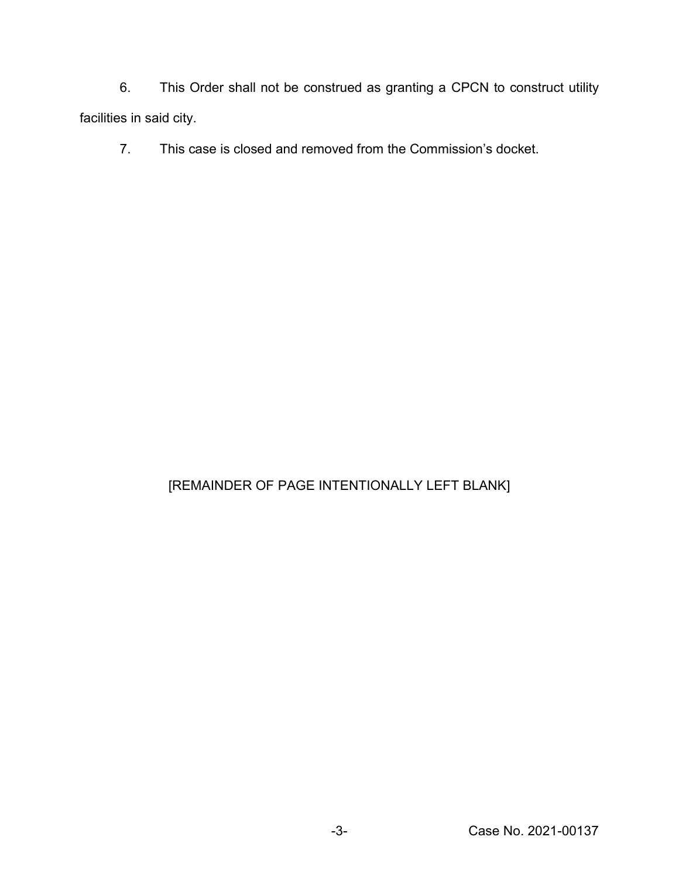6. This Order shall not be construed as granting a CPCN to construct utility facilities in said city.

7. This case is closed and removed from the Commission's docket.

[REMAINDER OF PAGE INTENTIONALLY LEFT BLANK]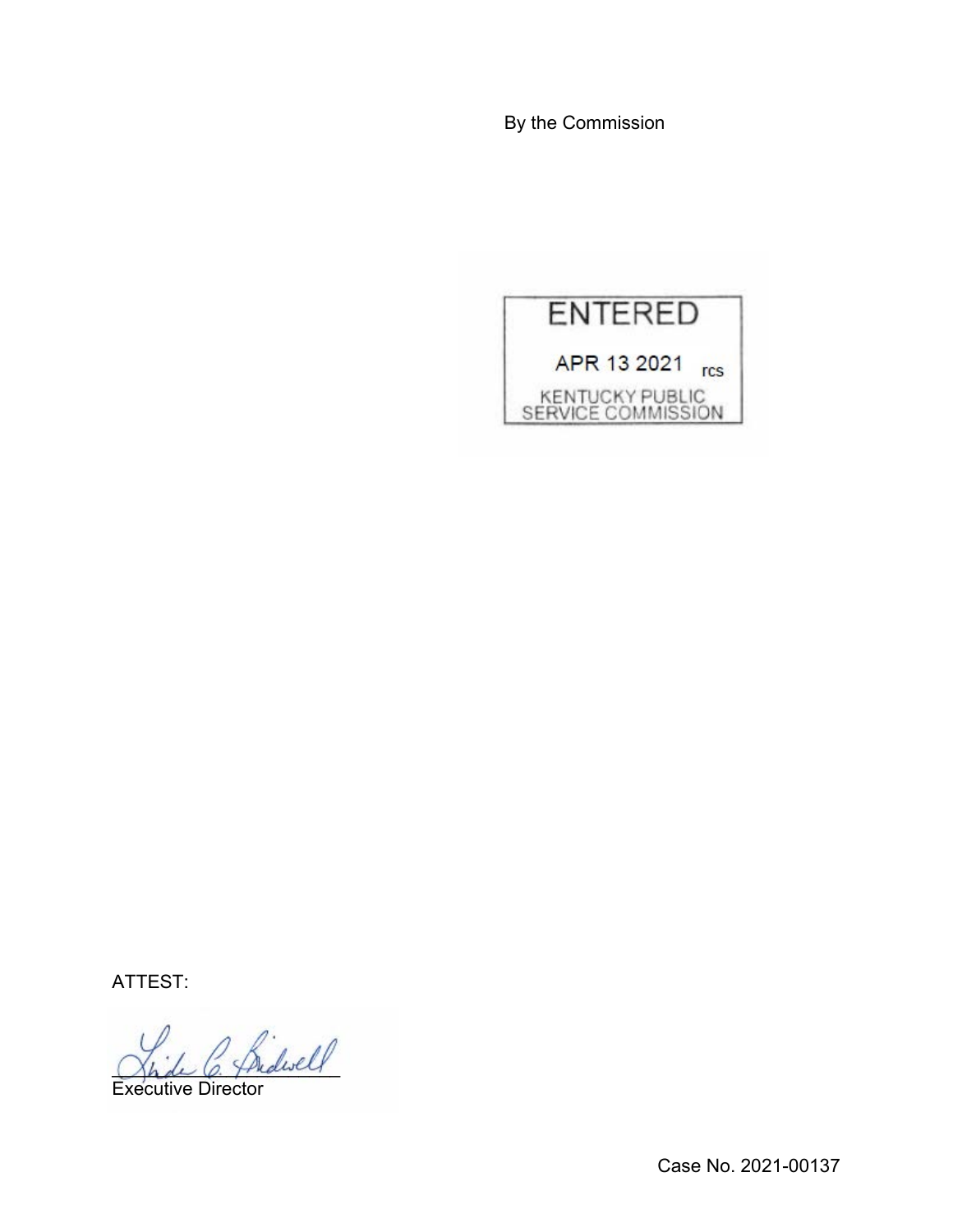By the Commission

ENTERED

APR 13 2021 rcs

KENTUCKY PUBLIC SERVICE COMMISSION

ATTEST:

Executive Director

Case No. 2021-00137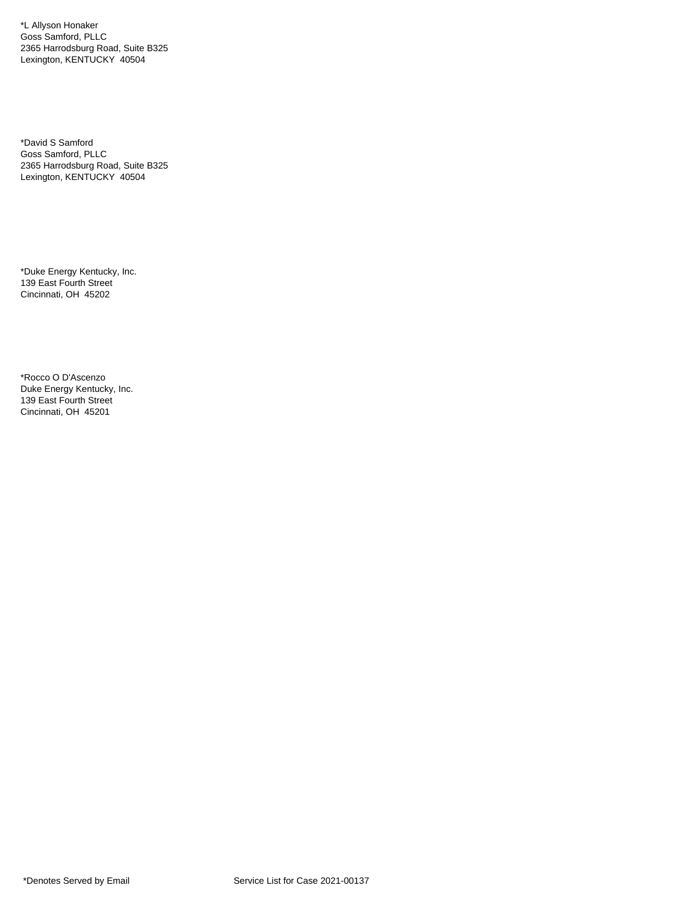*L Allyson Honaker
Goss Samford, PLLC
2365 Harrodsburg Road, Suite B325
Lexington, KENTUCKY 40504

*David S Samford
Goss Samford, PLLC
2365 Harrodsburg Road, Suite B325
Lexington, KENTUCKY 40504

*Duke Energy Kentucky, Inc.
139 East Fourth Street
Cincinnati, OH 45202

*Rocco O D'Ascenzo
Duke Energy Kentucky, Inc.
139 East Fourth Street
Cincinnati, OH 45201

*Denotes Served by Email

Service List for Case 2021-00137